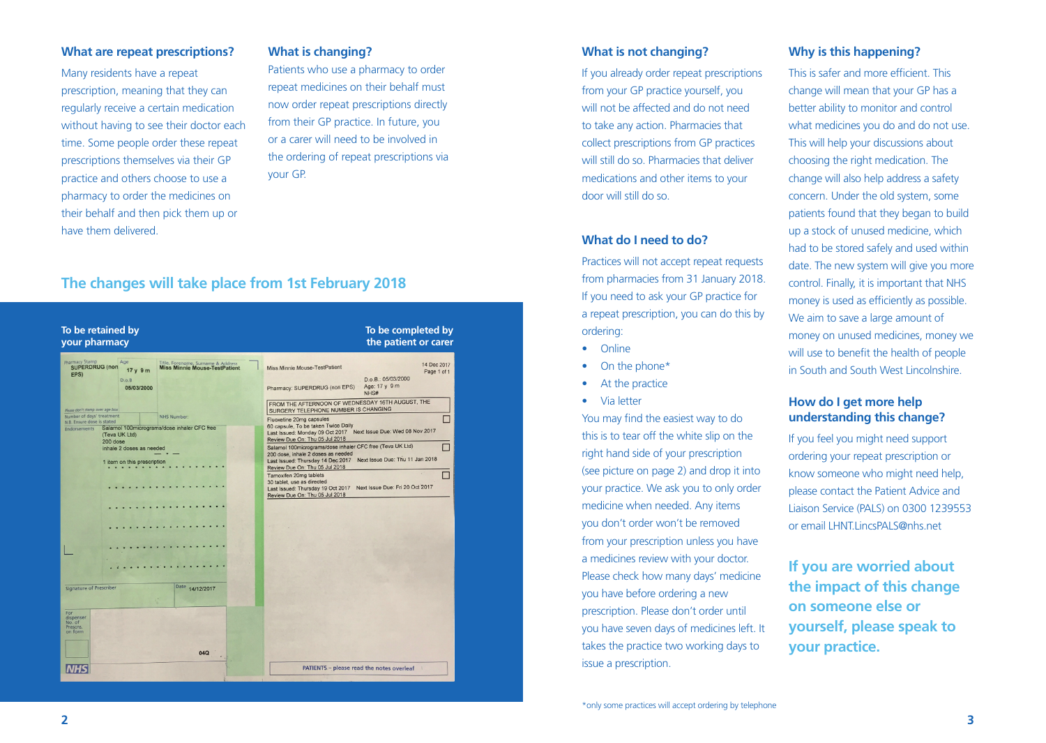## What are repeat prescriptions?

Many residents have a repeat prescription, meaning that they can regularly receive a certain medication without having to see their doctor each time. Some people order these repeat prescriptions themselves via their GP practice and others choose to use a pharmacy to order the medicines on their behalf and then pick them up or have them delivered.

## What is changing?

Patients who use a pharmacy to order repeat medicines on their behalf must now order repeat prescriptions directly from their GP practice. In future, you or a carer will need to be involved in the ordering of repeat prescriptions via your GP.

## The changes will take place from 1st February 2018

**To be retained by your pharmacy**

**To be completed by the patient or carer**

Pharmacy Stamp: SUPERDRUG (non EPS)
Age: 17 y 9 m
D.o.B: 05/03/2000
Title, Forename, Surname & Address: Miss Minnie Mouse-TestPatient

Please don't stamp over age box
Number of days' treatment
N.B. Ensure dose is stated
NHS Number:

Endorsements
Salamol 100micrograms/dose inhaler CFC free (Teva UK Ltd)
200 dose
inhale 2 doses as needed

1 item on this prescription

Signature of Prescriber
Date 14/12/2017

For dispenser
No. of Prescns. on form

04Q

NHS

Miss Minnie Mouse-TestPatient
14 Dec 2017
Page 1 of 1
D.o.B.: 05/03/2000
Pharmacy: SUPERDRUG (non EPS)
Age: 17 y 9 m
NHS#

FROM THE AFTERNOON OF WEDNESDAY 16TH AUGUST, THE SURGERY TELEPHONE NUMBER IS CHANGING

Fluoxetine 20mg capsules
60 capsule, To be taken Twice Daily
Last Issued: Monday 09 Oct 2017 Next Issue Due: Wed 08 Nov 2017
Review Due On: Thu 05 Jul 2018

Salamol 100micrograms/dose inhaler CFC free (Teva UK Ltd)
200 dose, inhale 2 doses as needed
Last Issued: Thursday 14 Dec 2017 Next Issue Due: Thu 11 Jan 2018
Review Due On: Thu 05 Jul 2018

Tamoxifen 20mg tablets
30 tablet, use as directed
Last Issued: Thursday 19 Oct 2017 Next Issue Due: Fri 20 Oct 2017
Review Due On: Thu 05 Jul 2018

PATIENTS – please read the notes overleaf

## What is not changing?

If you already order repeat prescriptions from your GP practice yourself, you will not be affected and do not need to take any action. Pharmacies that collect prescriptions from GP practices will still do so. Pharmacies that deliver medications and other items to your door will still do so.

## What do I need to do?

Practices will not accept repeat requests from pharmacies from 31 January 2018. If you need to ask your GP practice for a repeat prescription, you can do this by ordering:

- Online
- On the phone*
- At the practice
- Via letter

You may find the easiest way to do this is to tear off the white slip on the right hand side of your prescription (see picture on page 2) and drop it into your practice. We ask you to only order medicine when needed. Any items you don't order won't be removed from your prescription unless you have a medicines review with your doctor. Please check how many days' medicine you have before ordering a new prescription. Please don't order until you have seven days of medicines left. It takes the practice two working days to issue a prescription.

*only some practices will accept ordering by telephone

## Why is this happening?

This is safer and more efficient. This change will mean that your GP has a better ability to monitor and control what medicines you do and do not use. This will help your discussions about choosing the right medication. The change will also help address a safety concern. Under the old system, some patients found that they began to build up a stock of unused medicine, which had to be stored safely and used within date. The new system will give you more control. Finally, it is important that NHS money is used as efficiently as possible. We aim to save a large amount of money on unused medicines, money we will use to benefit the health of people in South and South West Lincolnshire.

## How do I get more help understanding this change?

If you feel you might need support ordering your repeat prescription or know someone who might need help, please contact the Patient Advice and Liaison Service (PALS) on 0300 1239553 or email LHNT.LincsPALS@nhs.net

**If you are worried about the impact of this change on someone else or yourself, please speak to your practice.**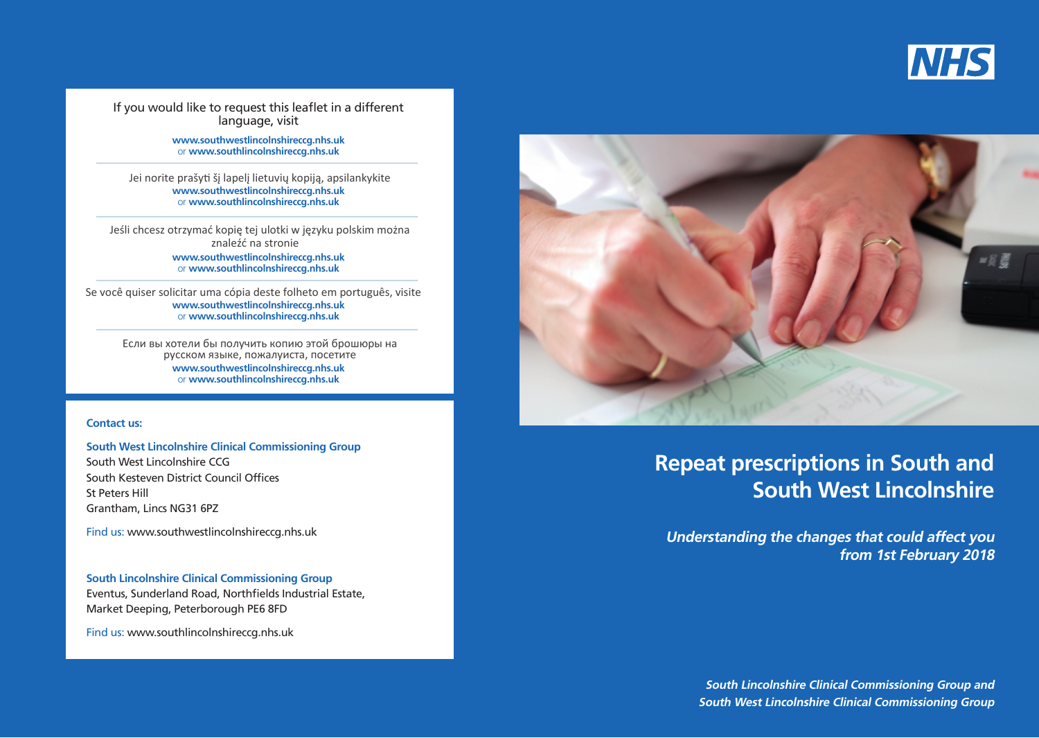If you would like to request this leaflet in a different language, visit

**www.southwestlincolnshireccg.nhs.uk**
or **www.southlincolnshireccg.nhs.uk**

Jei norite prašyti šį lapelį lietuvių kopiją, apsilankykite
**www.southwestlincolnshireccg.nhs.uk**
or **www.southlincolnshireccg.nhs.uk**

Jeśli chcesz otrzymać kopię tej ulotki w języku polskim można znaleźć na stronie
**www.southwestlincolnshireccg.nhs.uk**
or **www.southlincolnshireccg.nhs.uk**

Se você quiser solicitar uma cópia deste folheto em português, visite
**www.southwestlincolnshireccg.nhs.uk**
or **www.southlincolnshireccg.nhs.uk**

Если вы хотели бы получить копию этой брошюры на русском языке, пожалуиста, посетите
**www.southwestlincolnshireccg.nhs.uk**
or **www.southlincolnshireccg.nhs.uk**

**Contact us:**

**South West Lincolnshire Clinical Commissioning Group**
South West Lincolnshire CCG
South Kesteven District Council Offices
St Peters Hill
Grantham, Lincs NG31 6PZ

Find us: www.southwestlincolnshireccg.nhs.uk

**South Lincolnshire Clinical Commissioning Group**
Eventus, Sunderland Road, Northfields Industrial Estate,
Market Deeping, Peterborough PE6 8FD

Find us: www.southlincolnshireccg.nhs.uk

NHS

# Repeat prescriptions in South and South West Lincolnshire

***Understanding the changes that could affect you from 1st February 2018***

***South Lincolnshire Clinical Commissioning Group and South West Lincolnshire Clinical Commissioning Group***